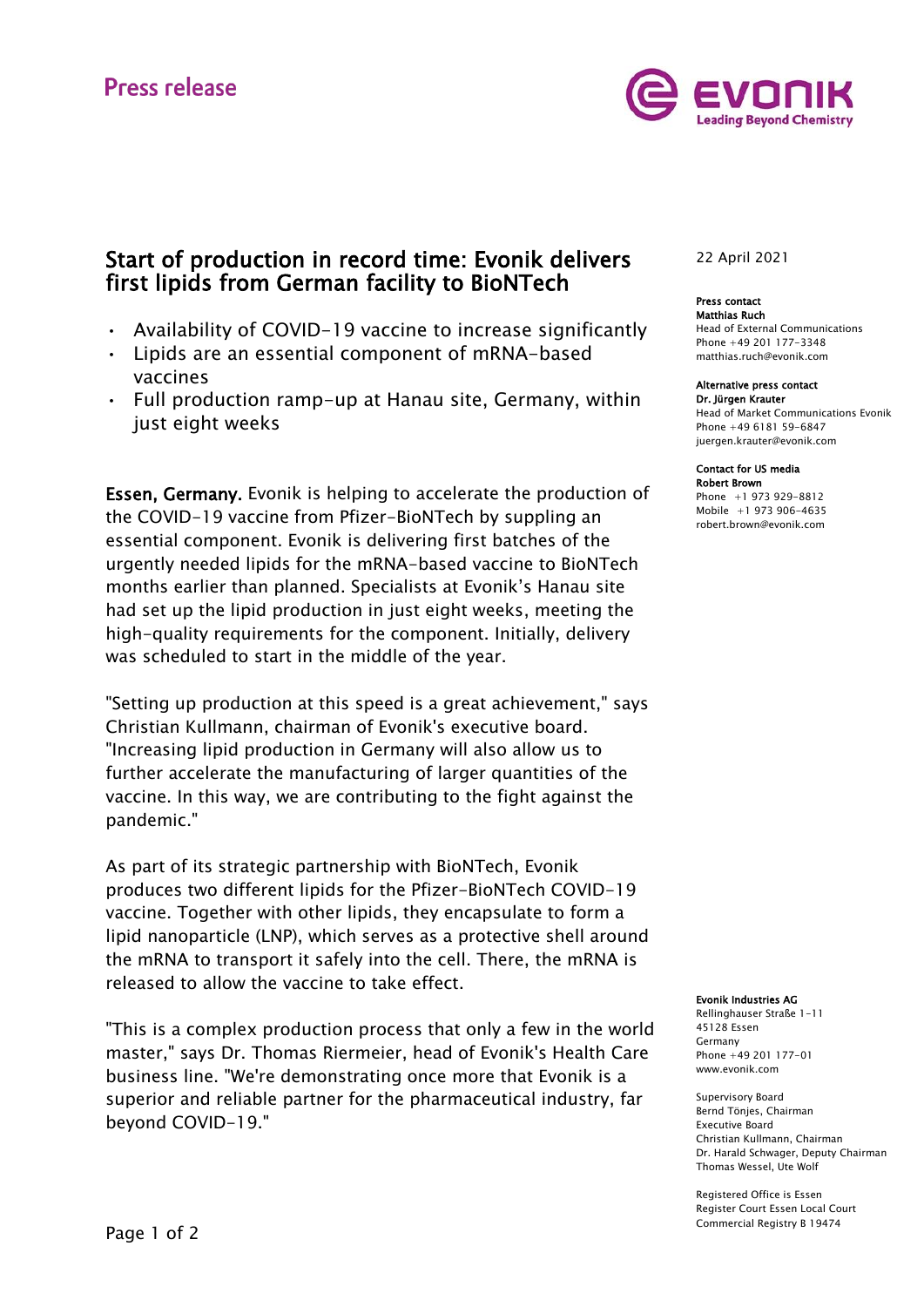Press release

# Start of production in record time: Evonik delivers first lipids from German facility to BioNTech

- Availability of COVID-19 vaccine to increase significantly
- Lipids are an essential component of mRNA-based vaccines
- Full production ramp-up at Hanau site, Germany, within just eight weeks

**Essen, Germany.** Evonik is helping to accelerate the production of the COVID-19 vaccine from Pfizer-BioNTech by suppling an essential component. Evonik is delivering first batches of the urgently needed lipids for the mRNA-based vaccine to BioNTech months earlier than planned. Specialists at Evonik's Hanau site had set up the lipid production in just eight weeks, meeting the high-quality requirements for the component. Initially, delivery was scheduled to start in the middle of the year.

"Setting up production at this speed is a great achievement," says Christian Kullmann, chairman of Evonik's executive board. "Increasing lipid production in Germany will also allow us to further accelerate the manufacturing of larger quantities of the vaccine. In this way, we are contributing to the fight against the pandemic."

As part of its strategic partnership with BioNTech, Evonik produces two different lipids for the Pfizer-BioNTech COVID-19 vaccine. Together with other lipids, they encapsulate to form a lipid nanoparticle (LNP), which serves as a protective shell around the mRNA to transport it safely into the cell. There, the mRNA is released to allow the vaccine to take effect.

"This is a complex production process that only a few in the world master," says Dr. Thomas Riermeier, head of Evonik's Health Care business line. "We're demonstrating once more that Evonik is a superior and reliable partner for the pharmaceutical industry, far beyond COVID-19."

22 April 2021

**Press contact**
**Matthias Ruch**
Head of External Communications
Phone +49 201 177-3348
matthias.ruch@evonik.com

**Alternative press contact**
**Dr. Jürgen Krauter**
Head of Market Communications Evonik
Phone +49 6181 59-6847
juergen.krauter@evonik.com

**Contact for US media**
**Robert Brown**
Phone +1 973 929-8812
Mobile +1 973 906-4635
robert.brown@evonik.com

**Evonik Industries AG**
Rellinghauser Straße 1-11
45128 Essen
Germany
Phone +49 201 177-01
www.evonik.com

Supervisory Board
Bernd Tönjes, Chairman
Executive Board
Christian Kullmann, Chairman
Dr. Harald Schwager, Deputy Chairman
Thomas Wessel, Ute Wolf

Registered Office is Essen
Register Court Essen Local Court
Commercial Registry B 19474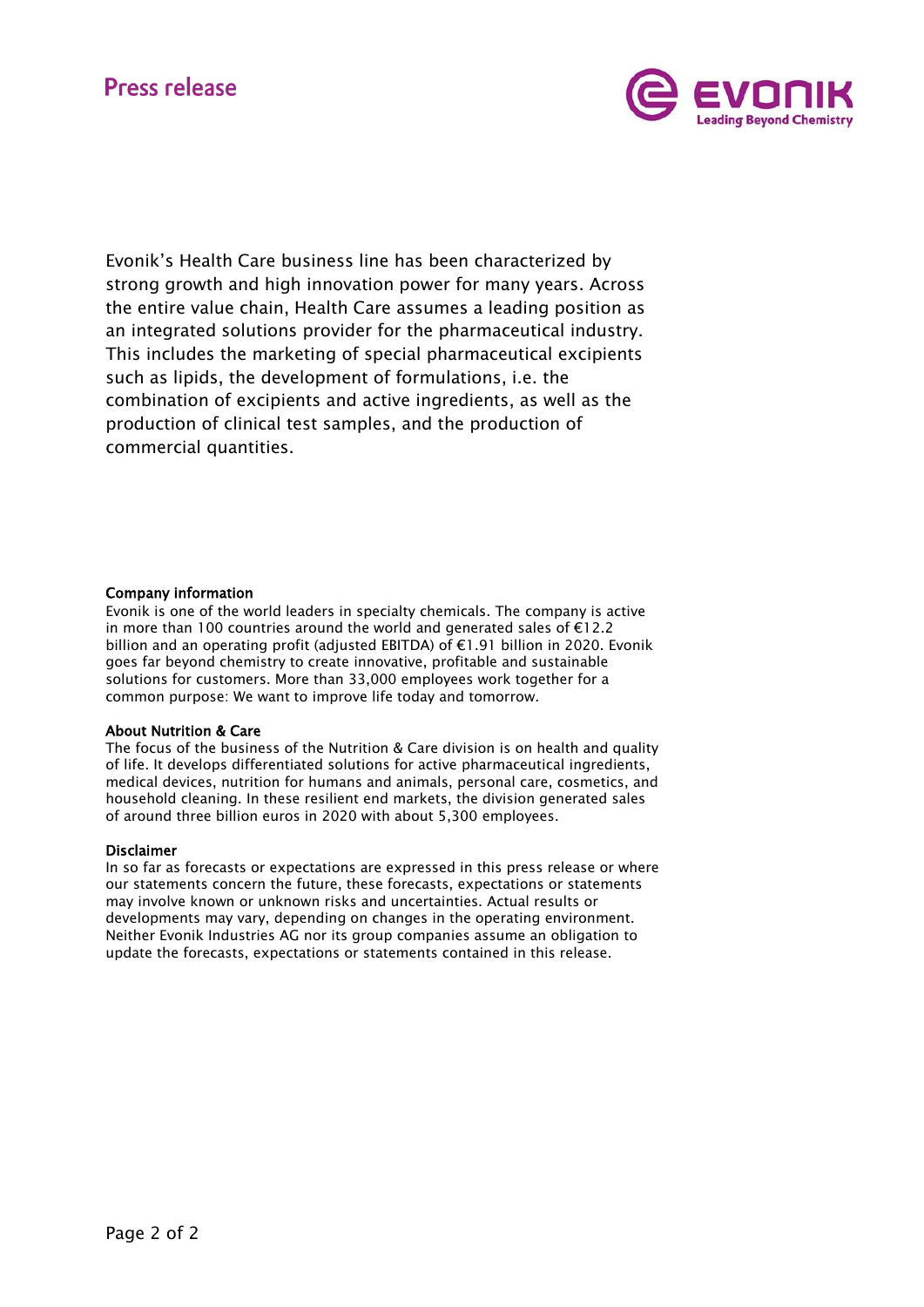Evonik's Health Care business line has been characterized by strong growth and high innovation power for many years. Across the entire value chain, Health Care assumes a leading position as an integrated solutions provider for the pharmaceutical industry. This includes the marketing of special pharmaceutical excipients such as lipids, the development of formulations, i.e. the combination of excipients and active ingredients, as well as the production of clinical test samples, and the production of commercial quantities.

**Company information**

Evonik is one of the world leaders in specialty chemicals. The company is active in more than 100 countries around the world and generated sales of €12.2 billion and an operating profit (adjusted EBITDA) of €1.91 billion in 2020. Evonik goes far beyond chemistry to create innovative, profitable and sustainable solutions for customers. More than 33,000 employees work together for a common purpose: We want to improve life today and tomorrow.

**About Nutrition & Care**

The focus of the business of the Nutrition & Care division is on health and quality of life. It develops differentiated solutions for active pharmaceutical ingredients, medical devices, nutrition for humans and animals, personal care, cosmetics, and household cleaning. In these resilient end markets, the division generated sales of around three billion euros in 2020 with about 5,300 employees.

**Disclaimer**

In so far as forecasts or expectations are expressed in this press release or where our statements concern the future, these forecasts, expectations or statements may involve known or unknown risks and uncertainties. Actual results or developments may vary, depending on changes in the operating environment. Neither Evonik Industries AG nor its group companies assume an obligation to update the forecasts, expectations or statements contained in this release.